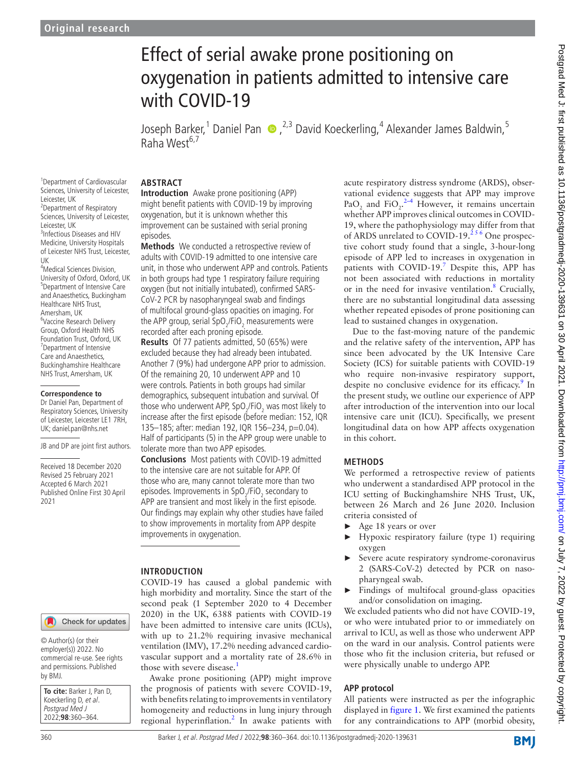Original research

# Effect of serial awake prone positioning on oxygenation in patients admitted to intensive care with COVID-19

Joseph Barker,[1] Daniel Pan,[2,3] David Koeckerling,[4] Alexander James Baldwin,[5] Raha West[6,7]

[1]Department of Cardiovascular Sciences, University of Leicester, Leicester, UK
[2]Department of Respiratory Sciences, University of Leicester, Leicester, UK
[3]Infectious Diseases and HIV Medicine, University Hospitals of Leicester NHS Trust, Leicester, UK
[4]Medical Sciences Division, University of Oxford, Oxford, UK
[5]Department of Intensive Care and Anaesthetics, Buckingham Healthcare NHS Trust, Amersham, UK
[6]Vaccine Research Delivery Group, Oxford Health NHS Foundation Trust, Oxford, UK
[7]Department of Intensive Care and Anaesthetics, Buckinghamshire Healthcare NHS Trust, Amersham, UK

**Correspondence to**
Dr Daniel Pan, Department of Respiratory Sciences, University of Leicester, Leicester LE1 7RH, UK; daniel.pan@nhs.net

JB and DP are joint first authors.

Received 18 December 2020
Revised 25 February 2021
Accepted 6 March 2021
Published Online First 30 April 2021

© Author(s) (or their employer(s)) 2022. No commercial re-use. See rights and permissions. Published by BMJ.

**To cite:** Barker J, Pan D, Koeckerling D, *et al*. *Postgrad Med J* 2022;**98**:360–364.

## ABSTRACT

**Introduction** Awake prone positioning (APP) might benefit patients with COVID-19 by improving oxygenation, but it is unknown whether this improvement can be sustained with serial proning episodes.

**Methods** We conducted a retrospective review of adults with COVID-19 admitted to one intensive care unit, in those who underwent APP and controls. Patients in both groups had type 1 respiratory failure requiring oxygen (but not initially intubated), confirmed SARS-CoV-2 PCR by nasopharyngeal swab and findings of multifocal ground-glass opacities on imaging. For the APP group, serial $SpO_2/FiO_2$ measurements were recorded after each proning episode.

**Results** Of 77 patients admitted, 50 (65%) were excluded because they had already been intubated. Another 7 (9%) had undergone APP prior to admission. Of the remaining 20, 10 underwent APP and 10 were controls. Patients in both groups had similar demographics, subsequent intubation and survival. Of those who underwent APP, $SpO_2/FiO_2$ was most likely to increase after the first episode (before median: 152, IQR 135–185; after: median 192, IQR 156–234, p=0.04). Half of participants (5) in the APP group were unable to tolerate more than two APP episodes.

**Conclusions** Most patients with COVID-19 admitted to the intensive care are not suitable for APP. Of those who are, many cannot tolerate more than two episodes. Improvements in $SpO_2/FiO_2$ secondary to APP are transient and most likely in the first episode. Our findings may explain why other studies have failed to show improvements in mortality from APP despite improvements in oxygenation.

## INTRODUCTION

COVID-19 has caused a global pandemic with high morbidity and mortality. Since the start of the second peak (1 September 2020 to 4 December 2020) in the UK, 6388 patients with COVID-19 have been admitted to intensive care units (ICUs), with up to 21.2% requiring invasive mechanical ventilation (IMV), 17.2% needing advanced cardiovascular support and a mortality rate of 28.6% in those with severe disease.[1]

Awake prone positioning (APP) might improve the prognosis of patients with severe COVID-19, with benefits relating to improvements in ventilatory homogeneity and reductions in lung injury through regional hyperinflation.[2] In awake patients with acute respiratory distress syndrome (ARDS), observational evidence suggests that APP may improve $PaO_2$ and $FiO_2$.[2–4] However, it remains uncertain whether APP improves clinical outcomes in COVID-19, where the pathophysiology may differ from that of ARDS unrelated to COVID-19.[2 5 6] One prospective cohort study found that a single, 3-hour-long episode of APP led to increases in oxygenation in patients with COVID-19.[7] Despite this, APP has not been associated with reductions in mortality or in the need for invasive ventilation.[8] Crucially, there are no substantial longitudinal data assessing whether repeated episodes of prone positioning can lead to sustained changes in oxygenation.

Due to the fast-moving nature of the pandemic and the relative safety of the intervention, APP has since been advocated by the UK Intensive Care Society (ICS) for suitable patients with COVID-19 who require non-invasive respiratory support, despite no conclusive evidence for its efficacy.[9] In the present study, we outline our experience of APP after introduction of the intervention into our local intensive care unit (ICU). Specifically, we present longitudinal data on how APP affects oxygenation in this cohort.

## METHODS

We performed a retrospective review of patients who underwent a standardised APP protocol in the ICU setting of Buckinghamshire NHS Trust, UK, between 26 March and 26 June 2020. Inclusion criteria consisted of

- Age 18 years or over
- Hypoxic respiratory failure (type 1) requiring oxygen
- Severe acute respiratory syndrome-coronavirus 2 (SARS-CoV-2) detected by PCR on nasopharyngeal swab.
- Findings of multifocal ground-glass opacities and/or consolidation on imaging.

We excluded patients who did not have COVID-19, or who were intubated prior to or immediately on arrival to ICU, as well as those who underwent APP on the ward in our analysis. Control patients were those who fit the inclusion criteria, but refused or were physically unable to undergo APP.

### APP protocol

All patients were instructed as per the infographic displayed in figure 1. We first examined the patients for any contraindications to APP (morbid obesity,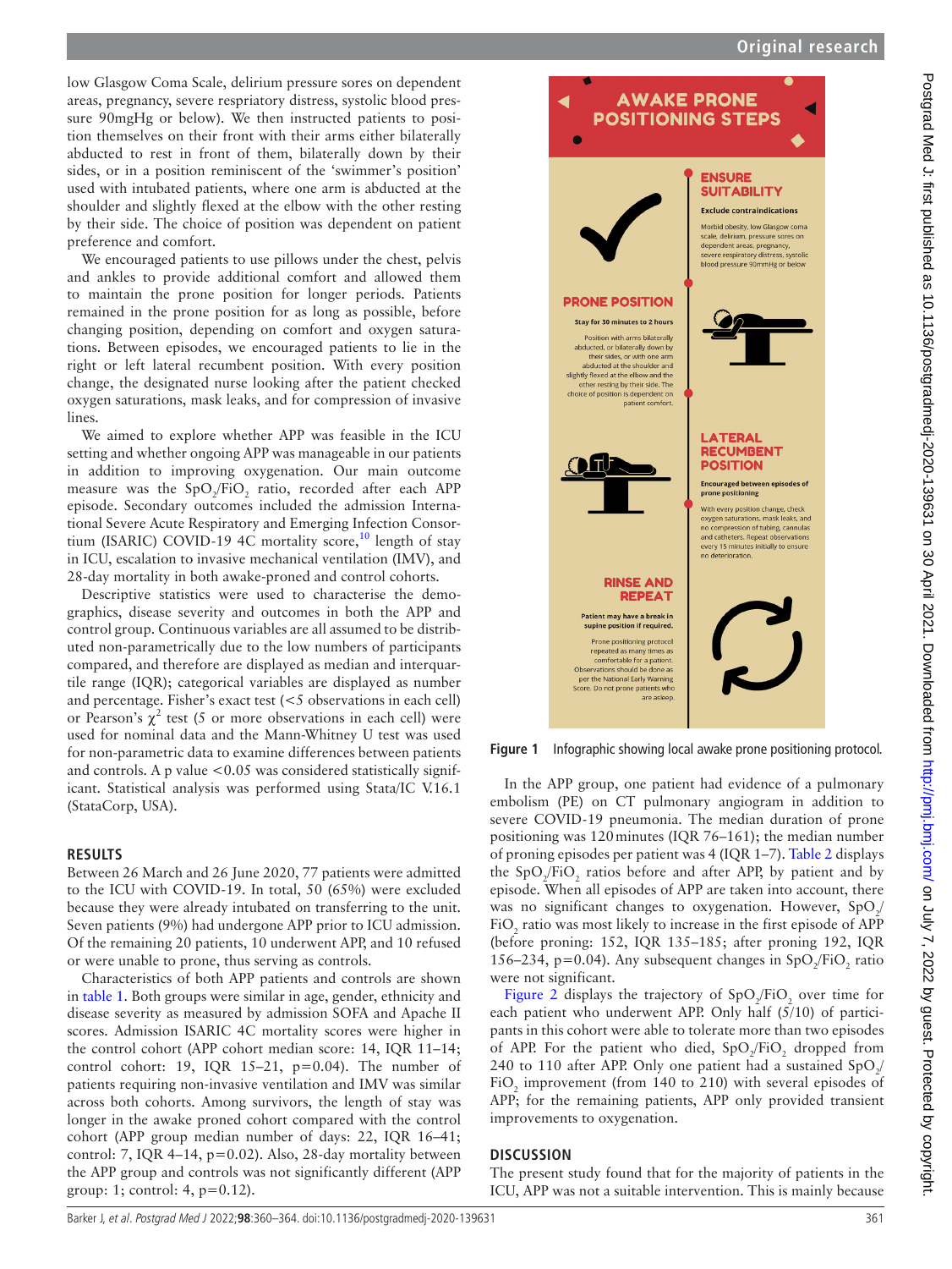low Glasgow Coma Scale, delirium pressure sores on dependent areas, pregnancy, severe respriatory distress, systolic blood pressure 90mgHg or below). We then instructed patients to position themselves on their front with their arms either bilaterally abducted to rest in front of them, bilaterally down by their sides, or in a position reminiscent of the 'swimmer's position' used with intubated patients, where one arm is abducted at the shoulder and slightly flexed at the elbow with the other resting by their side. The choice of position was dependent on patient preference and comfort.

We encouraged patients to use pillows under the chest, pelvis and ankles to provide additional comfort and allowed them to maintain the prone position for longer periods. Patients remained in the prone position for as long as possible, before changing position, depending on comfort and oxygen saturations. Between episodes, we encouraged patients to lie in the right or left lateral recumbent position. With every position change, the designated nurse looking after the patient checked oxygen saturations, mask leaks, and for compression of invasive lines.

We aimed to explore whether APP was feasible in the ICU setting and whether ongoing APP was manageable in our patients in addition to improving oxygenation. Our main outcome measure was the $SpO_2/FiO_2$ ratio, recorded after each APP episode. Secondary outcomes included the admission International Severe Acute Respiratory and Emerging Infection Consortium (ISARIC) COVID-19 4C mortality score,[10] length of stay in ICU, escalation to invasive mechanical ventilation (IMV), and 28-day mortality in both awake-proned and control cohorts.

Descriptive statistics were used to characterise the demographics, disease severity and outcomes in both the APP and control group. Continuous variables are all assumed to be distributed non-parametrically due to the low numbers of participants compared, and therefore are displayed as median and interquartile range (IQR); categorical variables are displayed as number and percentage. Fisher's exact test (<5 observations in each cell) or Pearson's $\chi^2$ test (5 or more observations in each cell) were used for nominal data and the Mann-Whitney U test was used for non-parametric data to examine differences between patients and controls. A p value <0.05 was considered statistically significant. Statistical analysis was performed using Stata/IC V.16.1 (StataCorp, USA).

## RESULTS

Between 26 March and 26 June 2020, 77 patients were admitted to the ICU with COVID-19. In total, 50 (65%) were excluded because they were already intubated on transferring to the unit. Seven patients (9%) had undergone APP prior to ICU admission. Of the remaining 20 patients, 10 underwent APP, and 10 refused or were unable to prone, thus serving as controls.

Characteristics of both APP patients and controls are shown in table 1. Both groups were similar in age, gender, ethnicity and disease severity as measured by admission SOFA and Apache II scores. Admission ISARIC 4C mortality scores were higher in the control cohort (APP cohort median score: 14, IQR 11–14; control cohort: 19, IQR 15–21, p=0.04). The number of patients requiring non-invasive ventilation and IMV was similar across both cohorts. Among survivors, the length of stay was longer in the awake proned cohort compared with the control cohort (APP group median number of days: 22, IQR 16–41; control: 7, IQR 4–14, p=0.02). Also, 28-day mortality between the APP group and controls was not significantly different (APP group: 1; control: 4, p=0.12).

AWAKE PRONE POSITIONING STEPS

ENSURE SUITABILITY

Exclude contraindications

Morbid obesity, low Glasgow coma scale, delirium, pressure sores on dependent areas, pregnancy, severe respiratory distress, systolic blood pressure 90mmHg or below

PRONE POSITION

Stay for 30 minutes to 2 hours

Position with arms bilaterally abducted, or bilaterally down by their sides, or with one arm abducted at the shoulder and slightly flexed at the elbow and the other resting by their side. The choice of position is dependent on patient comfort.

LATERAL RECUMBENT POSITION

Encouraged between episodes of prone positioning

With every position change, check oxygen saturations, mask leaks, and no compression of tubing, cannulas and catheters. Repeat observations every 15 minutes initially to ensure no deterioration.

RINSE AND REPEAT

Patient may have a break in supine position if required.

Prone positioning protocol repeated as many times as comfortable for a patient. Observations should be done as per the National Early Warning Score. Do not prone patients who are asleep.

**Figure 1** Infographic showing local awake prone positioning protocol.

In the APP group, one patient had evidence of a pulmonary embolism (PE) on CT pulmonary angiogram in addition to severe COVID-19 pneumonia. The median duration of prone positioning was 120 minutes (IQR 76–161); the median number of proning episodes per patient was 4 (IQR 1–7). Table 2 displays the $SpO_2/FiO_2$ ratios before and after APP, by patient and by episode. When all episodes of APP are taken into account, there was no significant changes to oxygenation. However, $SpO_2/FiO_2$ ratio was most likely to increase in the first episode of APP (before proning: 152, IQR 135–185; after proning 192, IQR 156–234, p=0.04). Any subsequent changes in $SpO_2/FiO_2$ ratio were not significant.

Figure 2 displays the trajectory of $SpO_2/FiO_2$ over time for each patient who underwent APP. Only half (5/10) of participants in this cohort were able to tolerate more than two episodes of APP. For the patient who died, $SpO_2/FiO_2$ dropped from 240 to 110 after APP. Only one patient had a sustained $SpO_2/FiO_2$ improvement (from 140 to 210) with several episodes of APP; for the remaining patients, APP only provided transient improvements to oxygenation.

## DISCUSSION

The present study found that for the majority of patients in the ICU, APP was not a suitable intervention. This is mainly because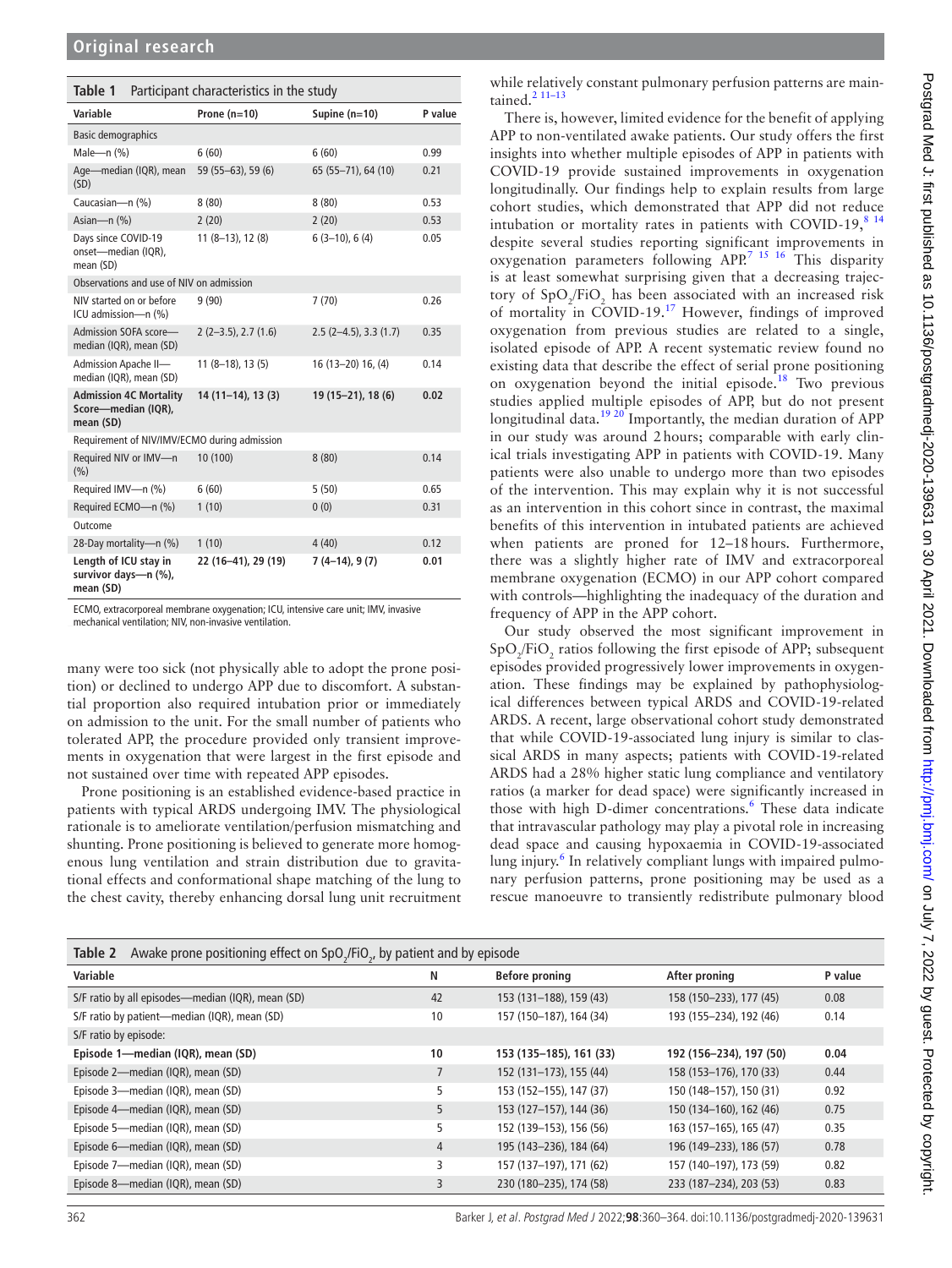**Table 1** Participant characteristics in the study

| Variable | Prone (n=10) | Supine (n=10) | P value |
|---|---|---|---|
| Basic demographics | | | |
| Male—n (%) | 6 (60) | 6 (60) | 0.99 |
| Age—median (IQR), mean (SD) | 59 (55–63), 59 (6) | 65 (55–71), 64 (10) | 0.21 |
| Caucasian—n (%) | 8 (80) | 8 (80) | 0.53 |
| Asian—n (%) | 2 (20) | 2 (20) | 0.53 |
| Days since COVID-19 onset—median (IQR), mean (SD) | 11 (8–13), 12 (8) | 6 (3–10), 6 (4) | 0.05 |
| Observations and use of NIV on admission | | | |
| NIV started on or before ICU admission—n (%) | 9 (90) | 7 (70) | 0.26 |
| Admission SOFA score—median (IQR), mean (SD) | 2 (2–3.5), 2.7 (1.6) | 2.5 (2–4.5), 3.3 (1.7) | 0.35 |
| Admission Apache II—median (IQR), mean (SD) | 11 (8–18), 13 (5) | 16 (13–20) 16, (4) | 0.14 |
| **Admission 4C Mortality Score—median (IQR), mean (SD)** | **14 (11–14), 13 (3)** | **19 (15–21), 18 (6)** | **0.02** |
| Requirement of NIV/IMV/ECMO during admission | | | |
| Required NIV or IMV—n (%) | 10 (100) | 8 (80) | 0.14 |
| Required IMV—n (%) | 6 (60) | 5 (50) | 0.65 |
| Required ECMO—n (%) | 1 (10) | 0 (0) | 0.31 |
| Outcome | | | |
| 28-Day mortality—n (%) | 1 (10) | 4 (40) | 0.12 |
| **Length of ICU stay in survivor days—n (%), mean (SD)** | **22 (16–41), 29 (19)** | **7 (4–14), 9 (7)** | **0.01** |

ECMO, extracorporeal membrane oxygenation; ICU, intensive care unit; IMV, invasive mechanical ventilation; NIV, non-invasive ventilation.

many were too sick (not physically able to adopt the prone position) or declined to undergo APP due to discomfort. A substantial proportion also required intubation prior or immediately on admission to the unit. For the small number of patients who tolerated APP, the procedure provided only transient improvements in oxygenation that were largest in the first episode and not sustained over time with repeated APP episodes.

Prone positioning is an established evidence-based practice in patients with typical ARDS undergoing IMV. The physiological rationale is to ameliorate ventilation/perfusion mismatching and shunting. Prone positioning is believed to generate more homogenous lung ventilation and strain distribution due to gravitational effects and conformational shape matching of the lung to the chest cavity, thereby enhancing dorsal lung unit recruitment while relatively constant pulmonary perfusion patterns are maintained.[2 11–13]

There is, however, limited evidence for the benefit of applying APP to non-ventilated awake patients. Our study offers the first insights into whether multiple episodes of APP in patients with COVID-19 provide sustained improvements in oxygenation longitudinally. Our findings help to explain results from large cohort studies, which demonstrated that APP did not reduce intubation or mortality rates in patients with COVID-19,[8 14] despite several studies reporting significant improvements in oxygenation parameters following APP.[7 15 16] This disparity is at least somewhat surprising given that a decreasing trajectory of $SpO_2/FiO_2$ has been associated with an increased risk of mortality in COVID-19.[17] However, findings of improved oxygenation from previous studies are related to a single, isolated episode of APP. A recent systematic review found no existing data that describe the effect of serial prone positioning on oxygenation beyond the initial episode.[18] Two previous studies applied multiple episodes of APP, but do not present longitudinal data.[19 20] Importantly, the median duration of APP in our study was around 2 hours; comparable with early clinical trials investigating APP in patients with COVID-19. Many patients were also unable to undergo more than two episodes of the intervention. This may explain why it is not successful as an intervention in this cohort since in contrast, the maximal benefits of this intervention in intubated patients are achieved when patients are proned for 12–18 hours. Furthermore, there was a slightly higher rate of IMV and extracorporeal membrane oxygenation (ECMO) in our APP cohort compared with controls—highlighting the inadequacy of the duration and frequency of APP in the APP cohort.

Our study observed the most significant improvement in $SpO_2/FiO_2$ ratios following the first episode of APP; subsequent episodes provided progressively lower improvements in oxygenation. These findings may be explained by pathophysiological differences between typical ARDS and COVID-19-related ARDS. A recent, large observational cohort study demonstrated that while COVID-19-associated lung injury is similar to classical ARDS in many aspects; patients with COVID-19-related ARDS had a 28% higher static lung compliance and ventilatory ratios (a marker for dead space) were significantly increased in those with high D-dimer concentrations.[6] These data indicate that intravascular pathology may play a pivotal role in increasing dead space and causing hypoxaemia in COVID-19-associated lung injury.[6] In relatively compliant lungs with impaired pulmonary perfusion patterns, prone positioning may be used as a rescue manoeuvre to transiently redistribute pulmonary blood

**Table 2** Awake prone positioning effect on $SpO_2/FiO_2$, by patient and by episode

| Variable | N | Before proning | After proning | P value |
|---|---|---|---|---|
| S/F ratio by all episodes—median (IQR), mean (SD) | 42 | 153 (131–188), 159 (43) | 158 (150–233), 177 (45) | 0.08 |
| S/F ratio by patient—median (IQR), mean (SD) | 10 | 157 (150–187), 164 (34) | 193 (155–234), 192 (46) | 0.14 |
| S/F ratio by episode: | | | | |
| **Episode 1—median (IQR), mean (SD)** | **10** | **153 (135–185), 161 (33)** | **192 (156–234), 197 (50)** | **0.04** |
| Episode 2—median (IQR), mean (SD) | 7 | 152 (131–173), 155 (44) | 158 (153–176), 170 (33) | 0.44 |
| Episode 3—median (IQR), mean (SD) | 5 | 153 (152–155), 147 (37) | 150 (148–157), 150 (31) | 0.92 |
| Episode 4—median (IQR), mean (SD) | 5 | 153 (127–157), 144 (36) | 150 (134–160), 162 (46) | 0.75 |
| Episode 5—median (IQR), mean (SD) | 5 | 152 (139–153), 156 (56) | 163 (157–165), 165 (47) | 0.35 |
| Episode 6—median (IQR), mean (SD) | 4 | 195 (143–236), 184 (64) | 196 (149–233), 186 (57) | 0.78 |
| Episode 7—median (IQR), mean (SD) | 3 | 157 (137–197), 171 (62) | 157 (140–197), 173 (59) | 0.82 |
| Episode 8—median (IQR), mean (SD) | 3 | 230 (180–235), 174 (58) | 233 (187–234), 203 (53) | 0.83 |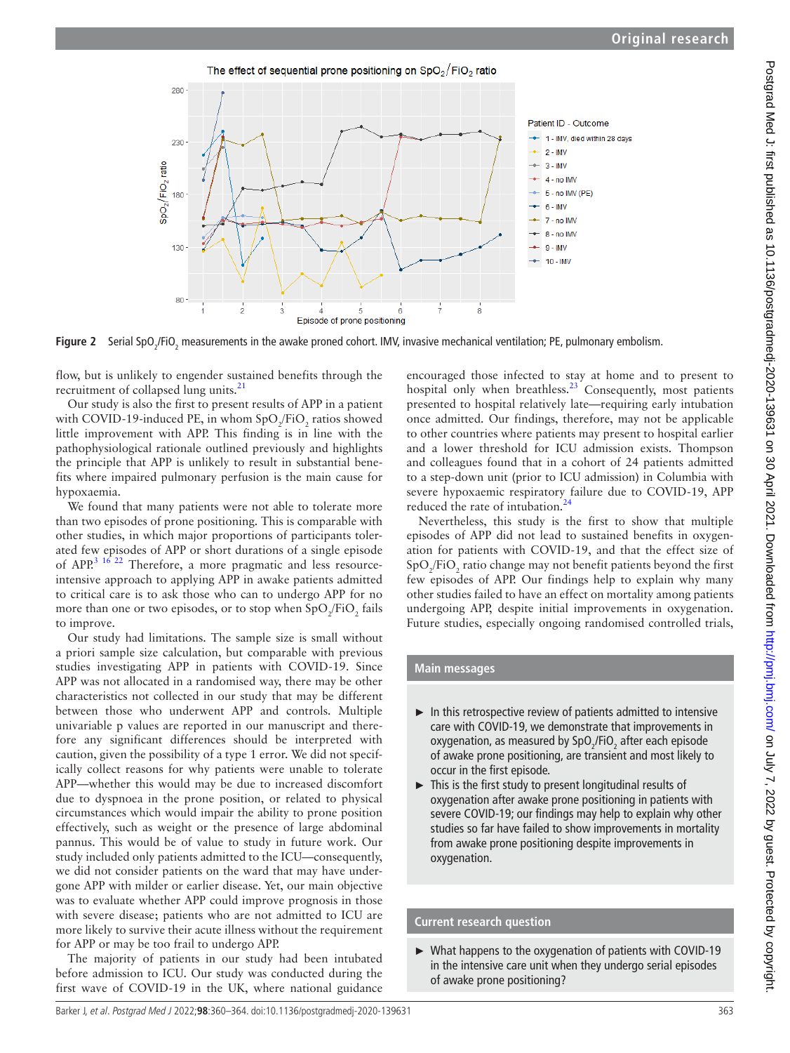**Figure 2** Serial $SpO_2/FiO_2$ measurements in the awake proned cohort. IMV, invasive mechanical ventilation; PE, pulmonary embolism.

flow, but is unlikely to engender sustained benefits through the recruitment of collapsed lung units.[21]

Our study is also the first to present results of APP in a patient with COVID-19-induced PE, in whom $SpO_2/FiO_2$ ratios showed little improvement with APP. This finding is in line with the pathophysiological rationale outlined previously and highlights the principle that APP is unlikely to result in substantial benefits where impaired pulmonary perfusion is the main cause for hypoxaemia.

We found that many patients were not able to tolerate more than two episodes of prone positioning. This is comparable with other studies, in which major proportions of participants tolerated few episodes of APP or short durations of a single episode of APP.[3 16 22] Therefore, a more pragmatic and less resource-intensive approach to applying APP in awake patients admitted to critical care is to ask those who can to undergo APP for no more than one or two episodes, or to stop when $SpO_2/FiO_2$ fails to improve.

Our study had limitations. The sample size is small without a priori sample size calculation, but comparable with previous studies investigating APP in patients with COVID-19. Since APP was not allocated in a randomised way, there may be other characteristics not collected in our study that may be different between those who underwent APP and controls. Multiple univariable p values are reported in our manuscript and therefore any significant differences should be interpreted with caution, given the possibility of a type 1 error. We did not specifically collect reasons for why patients were unable to tolerate APP—whether this would may be due to increased discomfort due to dyspnoea in the prone position, or related to physical circumstances which would impair the ability to prone position effectively, such as weight or the presence of large abdominal pannus. This would be of value to study in future work. Our study included only patients admitted to the ICU—consequently, we did not consider patients on the ward that may have undergone APP with milder or earlier disease. Yet, our main objective was to evaluate whether APP could improve prognosis in those with severe disease; patients who are not admitted to ICU are more likely to survive their acute illness without the requirement for APP or may be too frail to undergo APP.

The majority of patients in our study had been intubated before admission to ICU. Our study was conducted during the first wave of COVID-19 in the UK, where national guidance encouraged those infected to stay at home and to present to hospital only when breathless.[23] Consequently, most patients presented to hospital relatively late—requiring early intubation once admitted. Our findings, therefore, may not be applicable to other countries where patients may present to hospital earlier and a lower threshold for ICU admission exists. Thompson and colleagues found that in a cohort of 24 patients admitted to a step-down unit (prior to ICU admission) in Columbia with severe hypoxaemic respiratory failure due to COVID-19, APP reduced the rate of intubation.[24]

Nevertheless, this study is the first to show that multiple episodes of APP did not lead to sustained benefits in oxygenation for patients with COVID-19, and that the effect size of $SpO_2/FiO_2$ ratio change may not benefit patients beyond the first few episodes of APP. Our findings help to explain why many other studies failed to have an effect on mortality among patients undergoing APP, despite initial improvements in oxygenation. Future studies, especially ongoing randomised controlled trials,

## Main messages

- In this retrospective review of patients admitted to intensive care with COVID-19, we demonstrate that improvements in oxygenation, as measured by $SpO_2/FiO_2$ after each episode of awake prone positioning, are transient and most likely to occur in the first episode.
- This is the first study to present longitudinal results of oxygenation after awake prone positioning in patients with severe COVID-19; our findings may help to explain why other studies so far have failed to show improvements in mortality from awake prone positioning despite improvements in oxygenation.

## Current research question

- What happens to the oxygenation of patients with COVID-19 in the intensive care unit when they undergo serial episodes of awake prone positioning?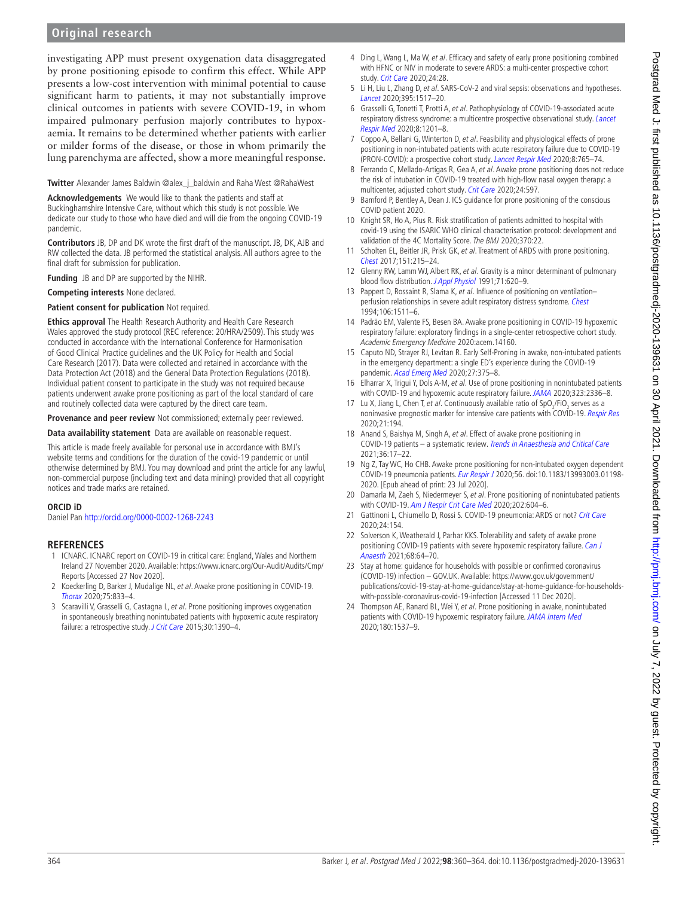investigating APP must present oxygenation data disaggregated by prone positioning episode to confirm this effect. While APP presents a low-cost intervention with minimal potential to cause significant harm to patients, it may not substantially improve clinical outcomes in patients with severe COVID-19, in whom impaired pulmonary perfusion majorly contributes to hypoxaemia. It remains to be determined whether patients with earlier or milder forms of the disease, or those in whom primarily the lung parenchyma are affected, show a more meaningful response.

**Twitter** Alexander James Baldwin @alex_j_baldwin and Raha West @RahaWest

**Acknowledgements** We would like to thank the patients and staff at Buckinghamshire Intensive Care, without which this study is not possible. We dedicate our study to those who have died and will die from the ongoing COVID-19 pandemic.

**Contributors** JB, DP and DK wrote the first draft of the manuscript. JB, DK, AJB and RW collected the data. JB performed the statistical analysis. All authors agree to the final draft for submission for publication.

**Funding** JB and DP are supported by the NIHR.

**Competing interests** None declared.

**Patient consent for publication** Not required.

**Ethics approval** The Health Research Authority and Health Care Research Wales approved the study protocol (REC reference: 20/HRA/2509). This study was conducted in accordance with the International Conference for Harmonisation of Good Clinical Practice guidelines and the UK Policy for Health and Social Care Research (2017). Data were collected and retained in accordance with the Data Protection Act (2018) and the General Data Protection Regulations (2018). Individual patient consent to participate in the study was not required because patients underwent awake prone positioning as part of the local standard of care and routinely collected data were captured by the direct care team.

**Provenance and peer review** Not commissioned; externally peer reviewed.

**Data availability statement** Data are available on reasonable request.

This article is made freely available for personal use in accordance with BMJ's website terms and conditions for the duration of the covid-19 pandemic or until otherwise determined by BMJ. You may download and print the article for any lawful, non-commercial purpose (including text and data mining) provided that all copyright notices and trade marks are retained.

**ORCID iD**

Daniel Pan http://orcid.org/0000-0002-1268-2243

## REFERENCES

1. ICNARC. ICNARC report on COVID-19 in critical care: England, Wales and Northern Ireland 27 November 2020. Available: https://www.icnarc.org/Our-Audit/Audits/Cmp/Reports [Accessed 27 Nov 2020].
2. Koeckerling D, Barker J, Mudalige NL, *et al*. Awake prone positioning in COVID-19. *Thorax* 2020;75:833–4.
3. Scaravilli V, Grasselli G, Castagna L, *et al*. Prone positioning improves oxygenation in spontaneously breathing nonintubated patients with hypoxemic acute respiratory failure: a retrospective study. *J Crit Care* 2015;30:1390–4.
4. Ding L, Wang L, Ma W, *et al*. Efficacy and safety of early prone positioning combined with HFNC or NIV in moderate to severe ARDS: a multi-center prospective cohort study. *Crit Care* 2020;24:28.
5. Li H, Liu L, Zhang D, *et al*. SARS-CoV-2 and viral sepsis: observations and hypotheses. *Lancet* 2020;395:1517–20.
6. Grasselli G, Tonetti T, Protti A, *et al*. Pathophysiology of COVID-19-associated acute respiratory distress syndrome: a multicentre prospective observational study. *Lancet Respir Med* 2020;8:1201–8.
7. Coppo A, Bellani G, Winterton D, *et al*. Feasibility and physiological effects of prone positioning in non-intubated patients with acute respiratory failure due to COVID-19 (PRON-COVID): a prospective cohort study. *Lancet Respir Med* 2020;8:765–74.
8. Ferrando C, Mellado-Artigas R, Gea A, *et al*. Awake prone positioning does not reduce the risk of intubation in COVID-19 treated with high-flow nasal oxygen therapy: a multicenter, adjusted cohort study. *Crit Care* 2020;24:597.
9. Bamford P, Bentley A, Dean J. ICS guidance for prone positioning of the conscious COVID patient 2020.
10. Knight SR, Ho A, Pius R. Risk stratification of patients admitted to hospital with covid-19 using the ISARIC WHO clinical characterisation protocol: development and validation of the 4C Mortality Score. *The BMJ* 2020;370:22.
11. Scholten EL, Beitler JR, Prisk GK, *et al*. Treatment of ARDS with prone positioning. *Chest* 2017;151:215–24.
12. Glenny RW, Lamm WJ, Albert RK, *et al*. Gravity is a minor determinant of pulmonary blood flow distribution. *J Appl Physiol* 1991;71:620–9.
13. Pappert D, Rossaint R, Slama K, *et al*. Influence of positioning on ventilation–perfusion relationships in severe adult respiratory distress syndrome. *Chest* 1994;106:1511–6.
14. Padrão EM, Valente FS, Besen BA. Awake prone positioning in COVID-19 hypoxemic respiratory failure: exploratory findings in a single-center retrospective cohort study. *Academic Emergency Medicine* 2020:acem.14160.
15. Caputo ND, Strayer RJ, Levitan R. Early Self-Proning in awake, non-intubated patients in the emergency department: a single ED's experience during the COVID-19 pandemic. *Acad Emerg Med* 2020;27:375–8.
16. Elharrar X, Trigui Y, Dols A-M, *et al*. Use of prone positioning in nonintubated patients with COVID-19 and hypoxemic acute respiratory failure. *JAMA* 2020;323:2336–8.
17. Lu X, Jiang L, Chen T, *et al*. Continuously available ratio of $SpO_2/FiO_2$ serves as a noninvasive prognostic marker for intensive care patients with COVID-19. *Respir Res* 2020;21:194.
18. Anand S, Baishya M, Singh A, *et al*. Effect of awake prone positioning in COVID-19 patients – a systematic review. *Trends in Anaesthesia and Critical Care* 2021;36:17–22.
19. Ng Z, Tay WC, Ho CHB. Awake prone positioning for non-intubated oxygen dependent COVID-19 pneumonia patients. *Eur Respir J* 2020;56. doi:10.1183/13993003.01198-2020. [Epub ahead of print: 23 Jul 2020].
20. Damarla M, Zaeh S, Niedermeyer S, *et al*. Prone positioning of nonintubated patients with COVID-19. *Am J Respir Crit Care Med* 2020;202:604–6.
21. Gattinoni L, Chiumello D, Rossi S. COVID-19 pneumonia: ARDS or not? *Crit Care* 2020;24:154.
22. Solverson K, Weatherald J, Parhar KKS. Tolerability and safety of awake prone positioning COVID-19 patients with severe hypoxemic respiratory failure. *Can J Anaesth* 2021;68:64–70.
23. Stay at home: guidance for households with possible or confirmed coronavirus (COVID-19) infection – GOV.UK. Available: https://www.gov.uk/government/publications/covid-19-stay-at-home-guidance/stay-at-home-guidance-for-households-with-possible-coronavirus-covid-19-infection [Accessed 11 Dec 2020].
24. Thompson AE, Ranard BL, Wei Y, *et al*. Prone positioning in awake, nonintubated patients with COVID-19 hypoxemic respiratory failure. *JAMA Intern Med* 2020;180:1537–9.